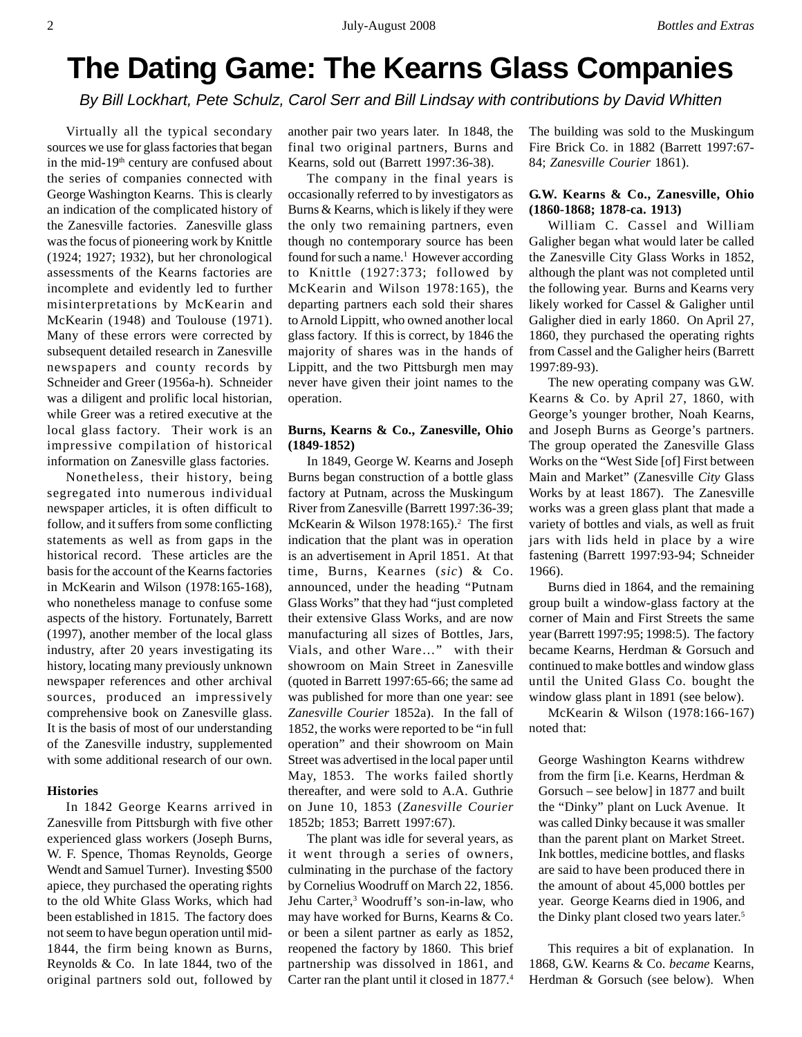# The Dating Game: The Kearns Glass Companies

*By Bill Lockhart, Pete Schulz, Carol Serr and Bill Lindsay with contributions by David Whitten*

Virtually all the typical secondary sources we use for glass factories that began in the mid-19th century are confused about the series of companies connected with George Washington Kearns. This is clearly an indication of the complicated history of the Zanesville factories. Zanesville glass was the focus of pioneering work by Knittle (1924; 1927; 1932), but her chronological assessments of the Kearns factories are incomplete and evidently led to further misinterpretations by McKearin and McKearin (1948) and Toulouse (1971). Many of these errors were corrected by subsequent detailed research in Zanesville newspapers and county records by Schneider and Greer (1956a-h). Schneider was a diligent and prolific local historian, while Greer was a retired executive at the local glass factory. Their work is an impressive compilation of historical information on Zanesville glass factories.

Nonetheless, their history, being segregated into numerous individual newspaper articles, it is often difficult to follow, and it suffers from some conflicting statements as well as from gaps in the historical record. These articles are the basis for the account of the Kearns factories in McKearin and Wilson (1978:165-168), who nonetheless manage to confuse some aspects of the history. Fortunately, Barrett (1997), another member of the local glass industry, after 20 years investigating its history, locating many previously unknown newspaper references and other archival sources, produced an impressively comprehensive book on Zanesville glass. It is the basis of most of our understanding of the Zanesville industry, supplemented with some additional research of our own.

## Histories

In 1842 George Kearns arrived in Zanesville from Pittsburgh with five other experienced glass workers (Joseph Burns, W. F. Spence, Thomas Reynolds, George Wendt and Samuel Turner). Investing $500 apiece, they purchased the operating rights to the old White Glass Works, which had been established in 1815. The factory does not seem to have begun operation until mid-1844, the firm being known as Burns, Reynolds & Co. In late 1844, two of the original partners sold out, followed by another pair two years later. In 1848, the final two original partners, Burns and Kearns, sold out (Barrett 1997:36-38).

The company in the final years is occasionally referred to by investigators as Burns & Kearns, which is likely if they were the only two remaining partners, even though no contemporary source has been found for such a name.[1] However according to Knittle (1927:373; followed by McKearin and Wilson 1978:165), the departing partners each sold their shares to Arnold Lippitt, who owned another local glass factory. If this is correct, by 1846 the majority of shares was in the hands of Lippitt, and the two Pittsburgh men may never have given their joint names to the operation.

### Burns, Kearns & Co., Zanesville, Ohio (1849-1852)

In 1849, George W. Kearns and Joseph Burns began construction of a bottle glass factory at Putnam, across the Muskingum River from Zanesville (Barrett 1997:36-39; McKearin & Wilson 1978:165).[2] The first indication that the plant was in operation is an advertisement in April 1851. At that time, Burns, Kearnes (*sic*) & Co. announced, under the heading "Putnam Glass Works" that they had "just completed their extensive Glass Works, and are now manufacturing all sizes of Bottles, Jars, Vials, and other Ware…" with their showroom on Main Street in Zanesville (quoted in Barrett 1997:65-66; the same ad was published for more than one year: see *Zanesville Courier* 1852a). In the fall of 1852, the works were reported to be "in full operation" and their showroom on Main Street was advertised in the local paper until May, 1853. The works failed shortly thereafter, and were sold to A.A. Guthrie on June 10, 1853 (*Zanesville Courier* 1852b; 1853; Barrett 1997:67).

The plant was idle for several years, as it went through a series of owners, culminating in the purchase of the factory by Cornelius Woodruff on March 22, 1856. Jehu Carter,[3] Woodruff's son-in-law, who may have worked for Burns, Kearns & Co. or been a silent partner as early as 1852, reopened the factory by 1860. This brief partnership was dissolved in 1861, and Carter ran the plant until it closed in 1877.[4] The building was sold to the Muskingum Fire Brick Co. in 1882 (Barrett 1997:67-84; *Zanesville Courier* 1861).

### G.W. Kearns & Co., Zanesville, Ohio (1860-1868; 1878-ca. 1913)

William C. Cassel and William Galigher began what would later be called the Zanesville City Glass Works in 1852, although the plant was not completed until the following year. Burns and Kearns very likely worked for Cassel & Galigher until Galigher died in early 1860. On April 27, 1860, they purchased the operating rights from Cassel and the Galigher heirs (Barrett 1997:89-93).

The new operating company was G.W. Kearns & Co. by April 27, 1860, with George's younger brother, Noah Kearns, and Joseph Burns as George's partners. The group operated the Zanesville Glass Works on the "West Side [of] First between Main and Market" (Zanesville *City* Glass Works by at least 1867). The Zanesville works was a green glass plant that made a variety of bottles and vials, as well as fruit jars with lids held in place by a wire fastening (Barrett 1997:93-94; Schneider 1966).

Burns died in 1864, and the remaining group built a window-glass factory at the corner of Main and First Streets the same year (Barrett 1997:95; 1998:5). The factory became Kearns, Herdman & Gorsuch and continued to make bottles and window glass until the United Glass Co. bought the window glass plant in 1891 (see below).

McKearin & Wilson (1978:166-167) noted that:

> George Washington Kearns withdrew from the firm [i.e. Kearns, Herdman & Gorsuch – see below] in 1877 and built the "Dinky" plant on Luck Avenue. It was called Dinky because it was smaller than the parent plant on Market Street. Ink bottles, medicine bottles, and flasks are said to have been produced there in the amount of about 45,000 bottles per year. George Kearns died in 1906, and the Dinky plant closed two years later.[5]

This requires a bit of explanation. In 1868, G.W. Kearns & Co. *became* Kearns, Herdman & Gorsuch (see below). When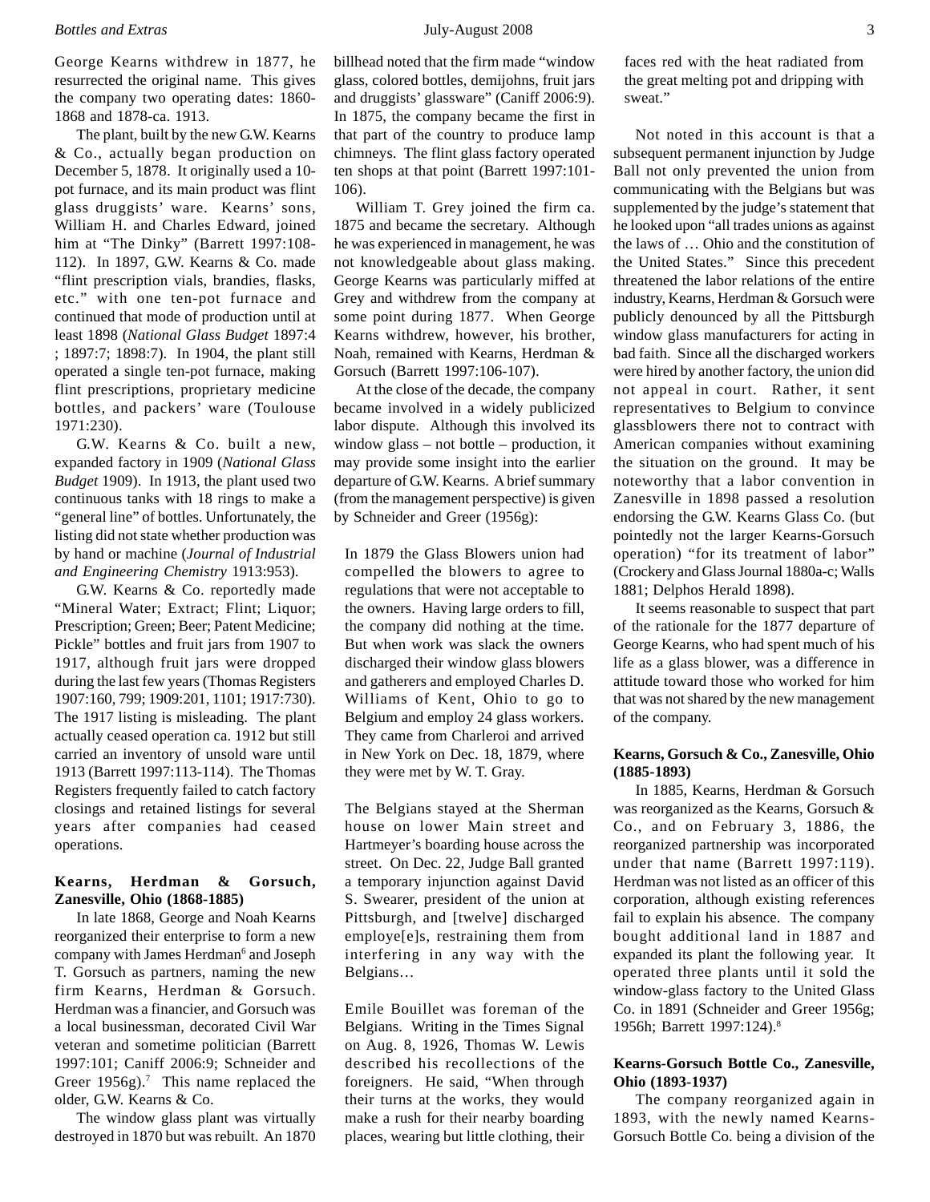George Kearns withdrew in 1877, he resurrected the original name. This gives the company two operating dates: 1860-1868 and 1878-ca. 1913.

The plant, built by the new G.W. Kearns & Co., actually began production on December 5, 1878. It originally used a 10-pot furnace, and its main product was flint glass druggists' ware. Kearns' sons, William H. and Charles Edward, joined him at "The Dinky" (Barrett 1997:108-112). In 1897, G.W. Kearns & Co. made "flint prescription vials, brandies, flasks, etc." with one ten-pot furnace and continued that mode of production until at least 1898 (*National Glass Budget* 1897:4 ; 1897:7; 1898:7). In 1904, the plant still operated a single ten-pot furnace, making flint prescriptions, proprietary medicine bottles, and packers' ware (Toulouse 1971:230).

G.W. Kearns & Co. built a new, expanded factory in 1909 (*National Glass Budget* 1909). In 1913, the plant used two continuous tanks with 18 rings to make a "general line" of bottles. Unfortunately, the listing did not state whether production was by hand or machine (*Journal of Industrial and Engineering Chemistry* 1913:953).

G.W. Kearns & Co. reportedly made "Mineral Water; Extract; Flint; Liquor; Prescription; Green; Beer; Patent Medicine; Pickle" bottles and fruit jars from 1907 to 1917, although fruit jars were dropped during the last few years (Thomas Registers 1907:160, 799; 1909:201, 1101; 1917:730). The 1917 listing is misleading. The plant actually ceased operation ca. 1912 but still carried an inventory of unsold ware until 1913 (Barrett 1997:113-114). The Thomas Registers frequently failed to catch factory closings and retained listings for several years after companies had ceased operations.

### Kearns, Herdman & Gorsuch, Zanesville, Ohio (1868-1885)

In late 1868, George and Noah Kearns reorganized their enterprise to form a new company with James Herdman[6] and Joseph T. Gorsuch as partners, naming the new firm Kearns, Herdman & Gorsuch. Herdman was a financier, and Gorsuch was a local businessman, decorated Civil War veteran and sometime politician (Barrett 1997:101; Caniff 2006:9; Schneider and Greer 1956g).[7] This name replaced the older, G.W. Kearns & Co.

The window glass plant was virtually destroyed in 1870 but was rebuilt. An 1870 billhead noted that the firm made "window glass, colored bottles, demijohns, fruit jars and druggists' glassware" (Caniff 2006:9). In 1875, the company became the first in that part of the country to produce lamp chimneys. The flint glass factory operated ten shops at that point (Barrett 1997:101-106).

William T. Grey joined the firm ca. 1875 and became the secretary. Although he was experienced in management, he was not knowledgeable about glass making. George Kearns was particularly miffed at Grey and withdrew from the company at some point during 1877. When George Kearns withdrew, however, his brother, Noah, remained with Kearns, Herdman & Gorsuch (Barrett 1997:106-107).

At the close of the decade, the company became involved in a widely publicized labor dispute. Although this involved its window glass – not bottle – production, it may provide some insight into the earlier departure of G.W. Kearns. A brief summary (from the management perspective) is given by Schneider and Greer (1956g):

> In 1879 the Glass Blowers union had compelled the blowers to agree to regulations that were not acceptable to the owners. Having large orders to fill, the company did nothing at the time. But when work was slack the owners discharged their window glass blowers and gatherers and employed Charles D. Williams of Kent, Ohio to go to Belgium and employ 24 glass workers. They came from Charleroi and arrived in New York on Dec. 18, 1879, where they were met by W. T. Gray.
>
> The Belgians stayed at the Sherman house on lower Main street and Hartmeyer's boarding house across the street. On Dec. 22, Judge Ball granted a temporary injunction against David S. Swearer, president of the union at Pittsburgh, and [twelve] discharged employe[e]s, restraining them from interfering in any way with the Belgians…
>
> Emile Bouillet was foreman of the Belgians. Writing in the Times Signal on Aug. 8, 1926, Thomas W. Lewis described his recollections of the foreigners. He said, "When through their turns at the works, they would make a rush for their nearby boarding places, wearing but little clothing, their faces red with the heat radiated from the great melting pot and dripping with sweat."

Not noted in this account is that a subsequent permanent injunction by Judge Ball not only prevented the union from communicating with the Belgians but was supplemented by the judge's statement that he looked upon "all trades unions as against the laws of … Ohio and the constitution of the United States." Since this precedent threatened the labor relations of the entire industry, Kearns, Herdman & Gorsuch were publicly denounced by all the Pittsburgh window glass manufacturers for acting in bad faith. Since all the discharged workers were hired by another factory, the union did not appeal in court. Rather, it sent representatives to Belgium to convince glassblowers there not to contract with American companies without examining the situation on the ground. It may be noteworthy that a labor convention in Zanesville in 1898 passed a resolution endorsing the G.W. Kearns Glass Co. (but pointedly not the larger Kearns-Gorsuch operation) "for its treatment of labor" (Crockery and Glass Journal 1880a-c; Walls 1881; Delphos Herald 1898).

It seems reasonable to suspect that part of the rationale for the 1877 departure of George Kearns, who had spent much of his life as a glass blower, was a difference in attitude toward those who worked for him that was not shared by the new management of the company.

### Kearns, Gorsuch & Co., Zanesville, Ohio (1885-1893)

In 1885, Kearns, Herdman & Gorsuch was reorganized as the Kearns, Gorsuch & Co., and on February 3, 1886, the reorganized partnership was incorporated under that name (Barrett 1997:119). Herdman was not listed as an officer of this corporation, although existing references fail to explain his absence. The company bought additional land in 1887 and expanded its plant the following year. It operated three plants until it sold the window-glass factory to the United Glass Co. in 1891 (Schneider and Greer 1956g; 1956h; Barrett 1997:124).[8]

### Kearns-Gorsuch Bottle Co., Zanesville, Ohio (1893-1937)

The company reorganized again in 1893, with the newly named Kearns-Gorsuch Bottle Co. being a division of the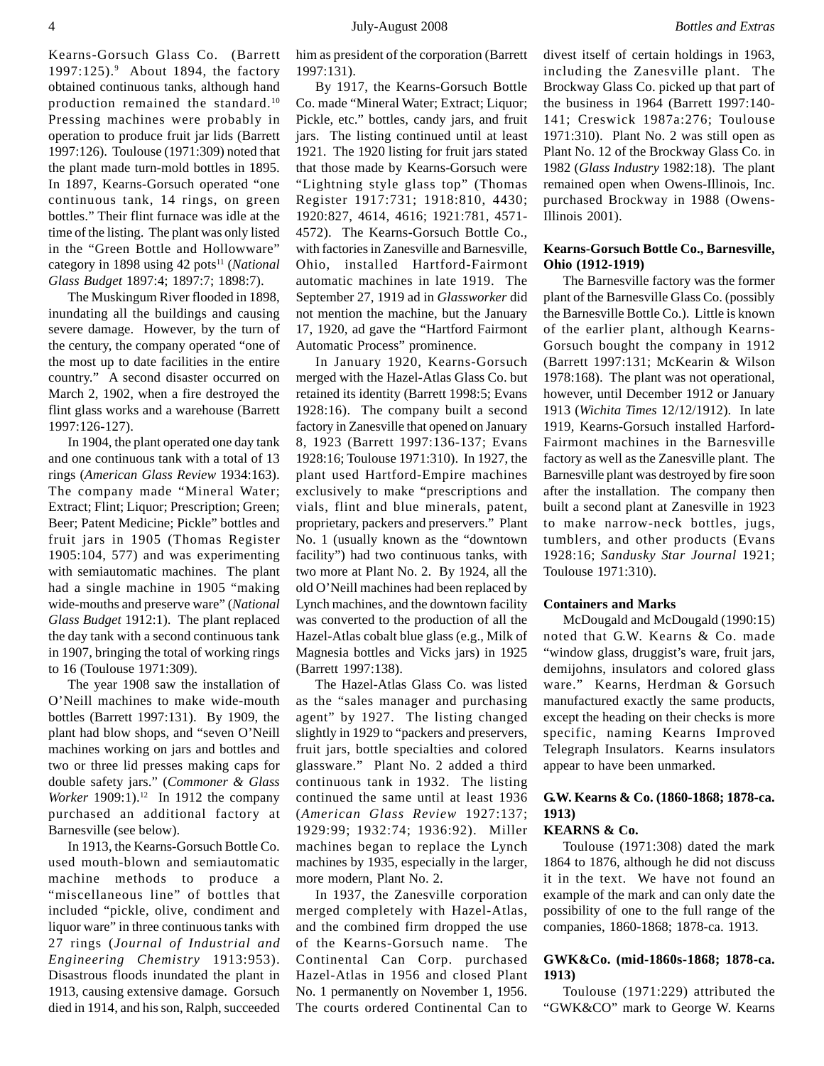Kearns-Gorsuch Glass Co. (Barrett 1997:125).[9] About 1894, the factory obtained continuous tanks, although hand production remained the standard.[10] Pressing machines were probably in operation to produce fruit jar lids (Barrett 1997:126). Toulouse (1971:309) noted that the plant made turn-mold bottles in 1895. In 1897, Kearns-Gorsuch operated "one continuous tank, 14 rings, on green bottles." Their flint furnace was idle at the time of the listing. The plant was only listed in the "Green Bottle and Hollowware" category in 1898 using 42 pots[11] (*National Glass Budget* 1897:4; 1897:7; 1898:7).

The Muskingum River flooded in 1898, inundating all the buildings and causing severe damage. However, by the turn of the century, the company operated "one of the most up to date facilities in the entire country." A second disaster occurred on March 2, 1902, when a fire destroyed the flint glass works and a warehouse (Barrett 1997:126-127).

In 1904, the plant operated one day tank and one continuous tank with a total of 13 rings (*American Glass Review* 1934:163). The company made "Mineral Water; Extract; Flint; Liquor; Prescription; Green; Beer; Patent Medicine; Pickle" bottles and fruit jars in 1905 (Thomas Register 1905:104, 577) and was experimenting with semiautomatic machines. The plant had a single machine in 1905 "making wide-mouths and preserve ware" (*National Glass Budget* 1912:1). The plant replaced the day tank with a second continuous tank in 1907, bringing the total of working rings to 16 (Toulouse 1971:309).

The year 1908 saw the installation of O'Neill machines to make wide-mouth bottles (Barrett 1997:131). By 1909, the plant had blow shops, and "seven O'Neill machines working on jars and bottles and two or three lid presses making caps for double safety jars." (*Commoner & Glass Worker* 1909:1).[12] In 1912 the company purchased an additional factory at Barnesville (see below).

In 1913, the Kearns-Gorsuch Bottle Co. used mouth-blown and semiautomatic machine methods to produce a "miscellaneous line" of bottles that included "pickle, olive, condiment and liquor ware" in three continuous tanks with 27 rings (*Journal of Industrial and Engineering Chemistry* 1913:953). Disastrous floods inundated the plant in 1913, causing extensive damage. Gorsuch died in 1914, and his son, Ralph, succeeded him as president of the corporation (Barrett 1997:131).

By 1917, the Kearns-Gorsuch Bottle Co. made "Mineral Water; Extract; Liquor; Pickle, etc." bottles, candy jars, and fruit jars. The listing continued until at least 1921. The 1920 listing for fruit jars stated that those made by Kearns-Gorsuch were "Lightning style glass top" (Thomas Register 1917:731; 1918:810, 4430; 1920:827, 4614, 4616; 1921:781, 4571-4572). The Kearns-Gorsuch Bottle Co., with factories in Zanesville and Barnesville, Ohio, installed Hartford-Fairmont automatic machines in late 1919. The September 27, 1919 ad in *Glassworker* did not mention the machine, but the January 17, 1920, ad gave the "Hartford Fairmont Automatic Process" prominence.

In January 1920, Kearns-Gorsuch merged with the Hazel-Atlas Glass Co. but retained its identity (Barrett 1998:5; Evans 1928:16). The company built a second factory in Zanesville that opened on January 8, 1923 (Barrett 1997:136-137; Evans 1928:16; Toulouse 1971:310). In 1927, the plant used Hartford-Empire machines exclusively to make "prescriptions and vials, flint and blue minerals, patent, proprietary, packers and preservers." Plant No. 1 (usually known as the "downtown facility") had two continuous tanks, with two more at Plant No. 2. By 1924, all the old O'Neill machines had been replaced by Lynch machines, and the downtown facility was converted to the production of all the Hazel-Atlas cobalt blue glass (e.g., Milk of Magnesia bottles and Vicks jars) in 1925 (Barrett 1997:138).

The Hazel-Atlas Glass Co. was listed as the "sales manager and purchasing agent" by 1927. The listing changed slightly in 1929 to "packers and preservers, fruit jars, bottle specialties and colored glassware." Plant No. 2 added a third continuous tank in 1932. The listing continued the same until at least 1936 (*American Glass Review* 1927:137; 1929:99; 1932:74; 1936:92). Miller machines began to replace the Lynch machines by 1935, especially in the larger, more modern, Plant No. 2.

In 1937, the Zanesville corporation merged completely with Hazel-Atlas, and the combined firm dropped the use of the Kearns-Gorsuch name. The Continental Can Corp. purchased Hazel-Atlas in 1956 and closed Plant No. 1 permanently on November 1, 1956. The courts ordered Continental Can to divest itself of certain holdings in 1963, including the Zanesville plant. The Brockway Glass Co. picked up that part of the business in 1964 (Barrett 1997:140-141; Creswick 1987a:276; Toulouse 1971:310). Plant No. 2 was still open as Plant No. 12 of the Brockway Glass Co. in 1982 (*Glass Industry* 1982:18). The plant remained open when Owens-Illinois, Inc. purchased Brockway in 1988 (Owens-Illinois 2001).

**Kearns-Gorsuch Bottle Co., Barnesville, Ohio (1912-1919)**

The Barnesville factory was the former plant of the Barnesville Glass Co. (possibly the Barnesville Bottle Co.). Little is known of the earlier plant, although Kearns-Gorsuch bought the company in 1912 (Barrett 1997:131; McKearin & Wilson 1978:168). The plant was not operational, however, until December 1912 or January 1913 (*Wichita Times* 12/12/1912). In late 1919, Kearns-Gorsuch installed Harford-Fairmont machines in the Barnesville factory as well as the Zanesville plant. The Barnesville plant was destroyed by fire soon after the installation. The company then built a second plant at Zanesville in 1923 to make narrow-neck bottles, jugs, tumblers, and other products (Evans 1928:16; *Sandusky Star Journal* 1921; Toulouse 1971:310).

**Containers and Marks**

McDougald and McDougald (1990:15) noted that G.W. Kearns & Co. made "window glass, druggist's ware, fruit jars, demijohns, insulators and colored glass ware." Kearns, Herdman & Gorsuch manufactured exactly the same products, except the heading on their checks is more specific, naming Kearns Improved Telegraph Insulators. Kearns insulators appear to have been unmarked.

**G.W. Kearns & Co. (1860-1868; 1878-ca. 1913)**

**KEARNS & Co.**

Toulouse (1971:308) dated the mark 1864 to 1876, although he did not discuss it in the text. We have not found an example of the mark and can only date the possibility of one to the full range of the companies, 1860-1868; 1878-ca. 1913.

**GWK&Co. (mid-1860s-1868; 1878-ca. 1913)**

Toulouse (1971:229) attributed the "GWK&CO" mark to George W. Kearns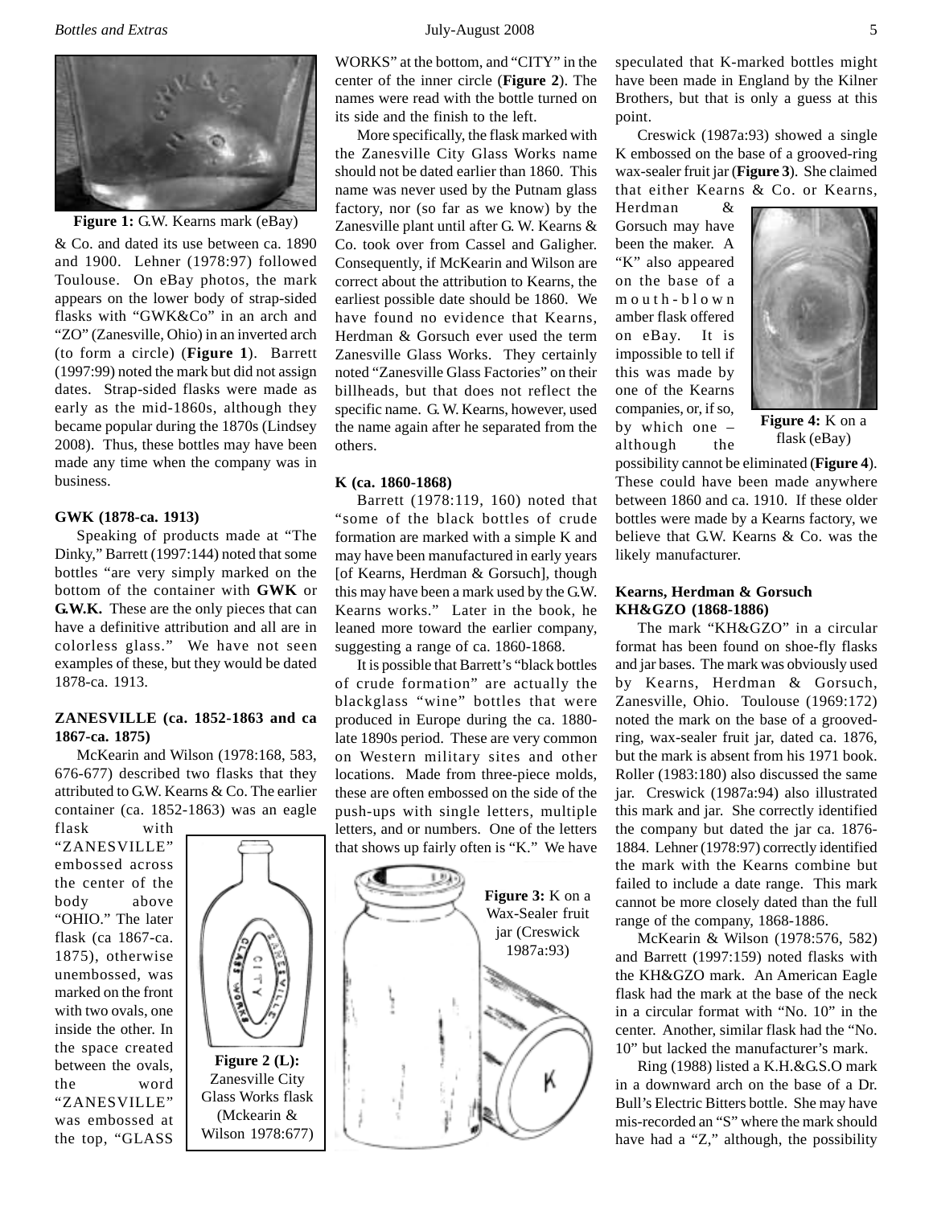Figure 1: G.W. Kearns mark (eBay)

& Co. and dated its use between ca. 1890 and 1900. Lehner (1978:97) followed Toulouse. On eBay photos, the mark appears on the lower body of strap-sided flasks with "GWK&Co" in an arch and "ZO" (Zanesville, Ohio) in an inverted arch (to form a circle) (**Figure 1**). Barrett (1997:99) noted the mark but did not assign dates. Strap-sided flasks were made as early as the mid-1860s, although they became popular during the 1870s (Lindsey 2008). Thus, these bottles may have been made any time when the company was in business.

### GWK (1878-ca. 1913)

Speaking of products made at "The Dinky," Barrett (1997:144) noted that some bottles "are very simply marked on the bottom of the container with **GWK** or **G.W.K.** These are the only pieces that can have a definitive attribution and all are in colorless glass." We have not seen examples of these, but they would be dated 1878-ca. 1913.

### ZANESVILLE (ca. 1852-1863 and ca 1867-ca. 1875)

McKearin and Wilson (1978:168, 583, 676-677) described two flasks that they attributed to G.W. Kearns & Co. The earlier container (ca. 1852-1863) was an eagle flask with "ZANESVILLE" embossed across the center of the body above "OHIO." The later flask (ca 1867-ca. 1875), otherwise unembossed, was marked on the front with two ovals, one inside the other. In the space created between the ovals, the word "ZANESVILLE" was embossed at the top, "GLASS WORKS" at the bottom, and "CITY" in the center of the inner circle (**Figure 2**). The names were read with the bottle turned on its side and the finish to the left.

Figure 2 (L): Zanesville City Glass Works flask (Mckearin & Wilson 1978:677)

More specifically, the flask marked with the Zanesville City Glass Works name should not be dated earlier than 1860. This name was never used by the Putnam glass factory, nor (so far as we know) by the Zanesville plant until after G. W. Kearns & Co. took over from Cassel and Galigher. Consequently, if McKearin and Wilson are correct about the attribution to Kearns, the earliest possible date should be 1860. We have found no evidence that Kearns, Herdman & Gorsuch ever used the term Zanesville Glass Works. They certainly noted "Zanesville Glass Factories" on their billheads, but that does not reflect the specific name. G. W. Kearns, however, used the name again after he separated from the others.

### K (ca. 1860-1868)

Barrett (1978:119, 160) noted that "some of the black bottles of crude formation are marked with a simple K and may have been manufactured in early years [of Kearns, Herdman & Gorsuch], though this may have been a mark used by the G.W. Kearns works." Later in the book, he leaned more toward the earlier company, suggesting a range of ca. 1860-1868.

It is possible that Barrett's "black bottles of crude formation" are actually the blackglass "wine" bottles that were produced in Europe during the ca. 1880-late 1890s period. These are very common on Western military sites and other locations. Made from three-piece molds, these are often embossed on the side of the push-ups with single letters, multiple letters, and or numbers. One of the letters that shows up fairly often is "K." We have speculated that K-marked bottles might have been made in England by the Kilner Brothers, but that is only a guess at this point.

Figure 3: K on a Wax-Sealer fruit jar (Creswick 1987a:93)

Creswick (1987a:93) showed a single K embossed on the base of a grooved-ring wax-sealer fruit jar (**Figure 3**). She claimed that either Kearns & Co. or Kearns, Herdman & Gorsuch may have been the maker. A "K" also appeared on the base of a mouth-blown amber flask offered on eBay. It is impossible to tell if this was made by one of the Kearns companies, or, if so, by which one – although the possibility cannot be eliminated (**Figure 4**). These could have been made anywhere between 1860 and ca. 1910. If these older bottles were made by a Kearns factory, we believe that G.W. Kearns & Co. was the likely manufacturer.

Figure 4: K on a flask (eBay)

### Kearns, Herdman & Gorsuch KH&GZO (1868-1886)

The mark "KH&GZO" in a circular format has been found on shoe-fly flasks and jar bases. The mark was obviously used by Kearns, Herdman & Gorsuch, Zanesville, Ohio. Toulouse (1969:172) noted the mark on the base of a grooved-ring, wax-sealer fruit jar, dated ca. 1876, but the mark is absent from his 1971 book. Roller (1983:180) also discussed the same jar. Creswick (1987a:94) also illustrated this mark and jar. She correctly identified the company but dated the jar ca. 1876-1884. Lehner (1978:97) correctly identified the mark with the Kearns combine but failed to include a date range. This mark cannot be more closely dated than the full range of the company, 1868-1886.

McKearin & Wilson (1978:576, 582) and Barrett (1997:159) noted flasks with the KH&GZO mark. An American Eagle flask had the mark at the base of the neck in a circular format with "No. 10" in the center. Another, similar flask had the "No. 10" but lacked the manufacturer's mark.

Ring (1988) listed a K.H.&G.S.O mark in a downward arch on the base of a Dr. Bull's Electric Bitters bottle. She may have mis-recorded an "S" where the mark should have had a "Z," although, the possibility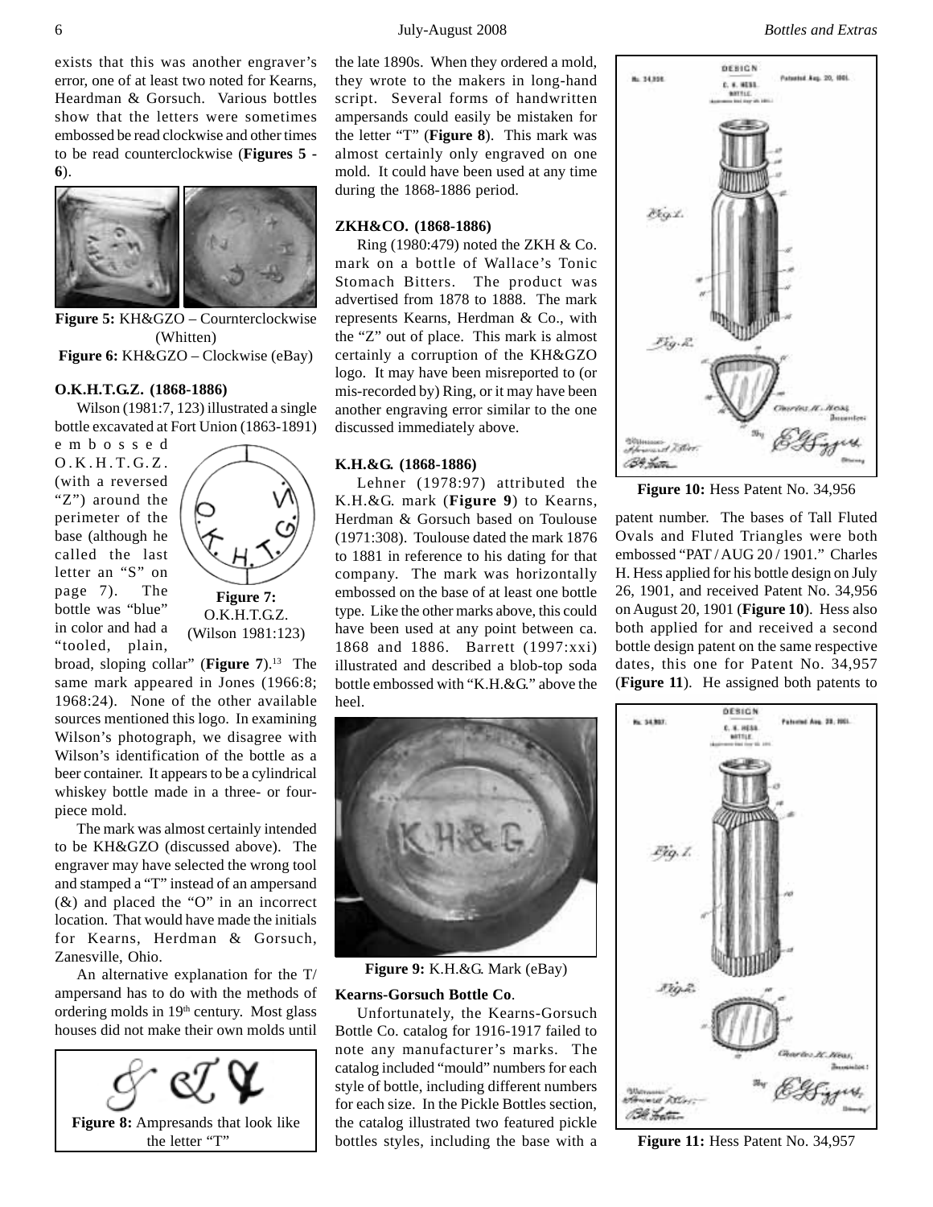exists that this was another engraver's error, one of at least two noted for Kearns, Heardman & Gorsuch. Various bottles show that the letters were sometimes embossed read clockwise and other times to be read counterclockwise (**Figures 5 - 6**).

**Figure 5:** KH&GZO – Cournterclockwise (Whitten)

**Figure 6:** KH&GZO – Clockwise (eBay)

**O.K.H.T.G.Z. (1868-1886)**

Wilson (1981:7, 123) illustrated a single bottle excavated at Fort Union (1863-1891) embossed O.K.H.T.G.Z. (with a reversed "Z") around the perimeter of the base (although he called the last letter an "S" on page 7). The bottle was "blue" in color and had a "tooled, plain, broad, sloping collar" (**Figure 7**).[13] The same mark appeared in Jones (1966:8; 1968:24). None of the other available sources mentioned this logo. In examining Wilson's photograph, we disagree with Wilson's identification of the bottle as a beer container. It appears to be a cylindrical whiskey bottle made in a three- or four-piece mold.

**Figure 7:** O.K.H.T.G.Z. (Wilson 1981:123)

The mark was almost certainly intended to be KH&GZO (discussed above). The engraver may have selected the wrong tool and stamped a "T" instead of an ampersand (&) and placed the "O" in an incorrect location. That would have made the initials for Kearns, Herdman & Gorsuch, Zanesville, Ohio.

An alternative explanation for the T/ampersand has to do with the methods of ordering molds in 19th century. Most glass houses did not make their own molds until the late 1890s. When they ordered a mold, they wrote to the makers in long-hand script. Several forms of handwritten ampersands could easily be mistaken for the letter "T" (**Figure 8**). This mark was almost certainly only engraved on one mold. It could have been used at any time during the 1868-1886 period.

**Figure 8:** Ampresands that look like the letter "T"

**ZKH&CO. (1868-1886)**

Ring (1980:479) noted the ZKH & Co. mark on a bottle of Wallace's Tonic Stomach Bitters. The product was advertised from 1878 to 1888. The mark represents Kearns, Herdman & Co., with the "Z" out of place. This mark is almost certainly a corruption of the KH&GZO logo. It may have been misreported to (or mis-recorded by) Ring, or it may have been another engraving error similar to the one discussed immediately above.

**K.H.&G. (1868-1886)**

Lehner (1978:97) attributed the K.H.&G. mark (**Figure 9**) to Kearns, Herdman & Gorsuch based on Toulouse (1971:308). Toulouse dated the mark 1876 to 1881 in reference to his dating for that company. The mark was horizontally embossed on the base of at least one bottle type. Like the other marks above, this could have been used at any point between ca. 1868 and 1886. Barrett (1997:xxi) illustrated and described a blob-top soda bottle embossed with "K.H.&G." above the heel.

**Figure 9:** K.H.&G. Mark (eBay)

**Kearns-Gorsuch Bottle Co**.

Unfortunately, the Kearns-Gorsuch Bottle Co. catalog for 1916-1917 failed to note any manufacturer's marks. The catalog included "mould" numbers for each style of bottle, including different numbers for each size. In the Pickle Bottles section, the catalog illustrated two featured pickle bottles styles, including the base with a patent number. The bases of Tall Fluted Ovals and Fluted Triangles were both embossed "PAT / AUG 20 / 1901." Charles H. Hess applied for his bottle design on July 26, 1901, and received Patent No. 34,956 on August 20, 1901 (**Figure 10**). Hess also both applied for and received a second bottle design patent on the same respective dates, this one for Patent No. 34,957 (**Figure 11**). He assigned both patents to

**Figure 10:** Hess Patent No. 34,956

**Figure 11:** Hess Patent No. 34,957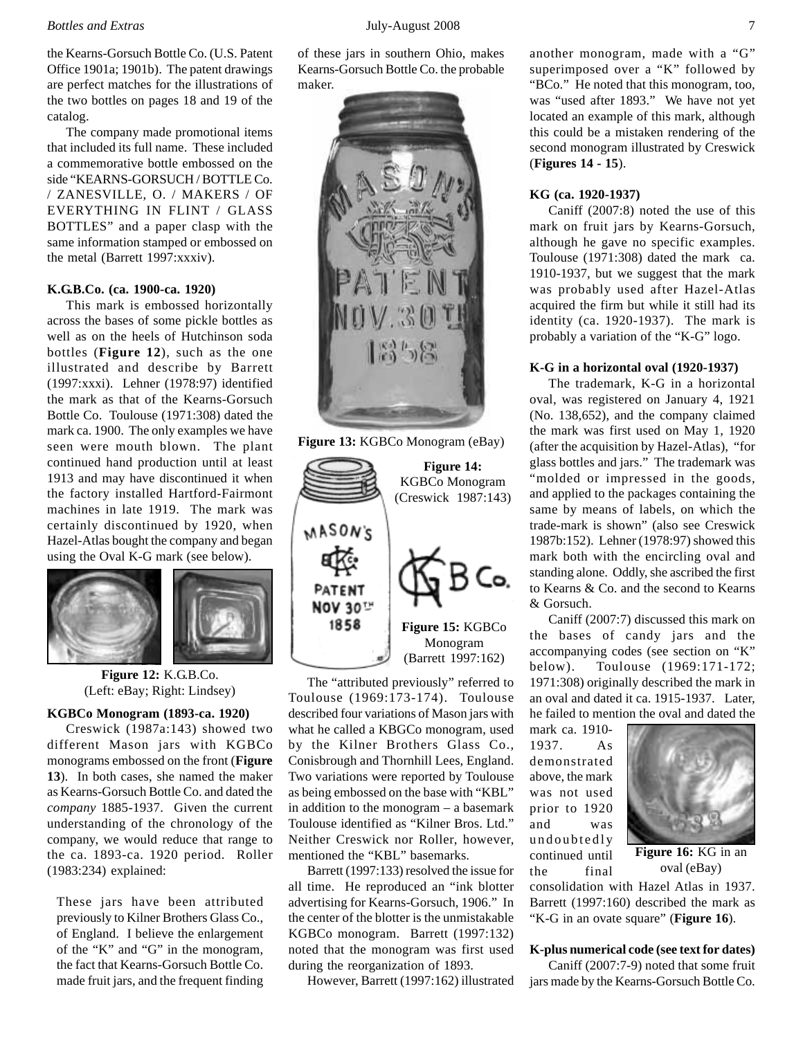the Kearns-Gorsuch Bottle Co. (U.S. Patent Office 1901a; 1901b). The patent drawings are perfect matches for the illustrations of the two bottles on pages 18 and 19 of the catalog.

The company made promotional items that included its full name. These included a commemorative bottle embossed on the side "KEARNS-GORSUCH / BOTTLE Co. / ZANESVILLE, O. / MAKERS / OF EVERYTHING IN FLINT / GLASS BOTTLES" and a paper clasp with the same information stamped or embossed on the metal (Barrett 1997:xxxiv).

#### K.G.B.Co. (ca. 1900-ca. 1920)

This mark is embossed horizontally across the bases of some pickle bottles as well as on the heels of Hutchinson soda bottles (**Figure 12**), such as the one illustrated and describe by Barrett (1997:xxxi). Lehner (1978:97) identified the mark as that of the Kearns-Gorsuch Bottle Co. Toulouse (1971:308) dated the mark ca. 1900. The only examples we have seen were mouth blown. The plant continued hand production until at least 1913 and may have discontinued it when the factory installed Hartford-Fairmont machines in late 1919. The mark was certainly discontinued by 1920, when Hazel-Atlas bought the company and began using the Oval K-G mark (see below).

**Figure 12:** K.G.B.Co. (Left: eBay; Right: Lindsey)

#### KGBCo Monogram (1893-ca. 1920)

Creswick (1987a:143) showed two different Mason jars with KGBCo monograms embossed on the front (**Figure 13**). In both cases, she named the maker as Kearns-Gorsuch Bottle Co. and dated the *company* 1885-1937. Given the current understanding of the chronology of the company, we would reduce that range to the ca. 1893-ca. 1920 period. Roller (1983:234) explained:

> These jars have been attributed previously to Kilner Brothers Glass Co., of England. I believe the enlargement of the "K" and "G" in the monogram, the fact that Kearns-Gorsuch Bottle Co. made fruit jars, and the frequent finding of these jars in southern Ohio, makes Kearns-Gorsuch Bottle Co. the probable maker.

**Figure 13:** KGBCo Monogram (eBay)

**Figure 14:** KGBCo Monogram (Creswick 1987a:143)

**Figure 15:** KGBCo Monogram (Barrett 1997:162)

The "attributed previously" referred to Toulouse (1969:173-174). Toulouse described four variations of Mason jars with what he called a KBGCo monogram, used by the Kilner Brothers Glass Co., Conisbrough and Thornhill Lees, England. Two variations were reported by Toulouse as being embossed on the base with "KBL" in addition to the monogram – a basemark Toulouse identified as "Kilner Bros. Ltd." Neither Creswick nor Roller, however, mentioned the "KBL" basemarks.

Barrett (1997:133) resolved the issue for all time. He reproduced an "ink blotter advertising for Kearns-Gorsuch, 1906." In the center of the blotter is the unmistakable KGBCo monogram. Barrett (1997:132) noted that the monogram was first used during the reorganization of 1893.

However, Barrett (1997:162) illustrated another monogram, made with a "G" superimposed over a "K" followed by "BCo." He noted that this monogram, too, was "used after 1893." We have not yet located an example of this mark, although this could be a mistaken rendering of the second monogram illustrated by Creswick (**Figures 14 - 15**).

#### KG (ca. 1920-1937)

Caniff (2007:8) noted the use of this mark on fruit jars by Kearns-Gorsuch, although he gave no specific examples. Toulouse (1971:308) dated the mark ca. 1910-1937, but we suggest that the mark was probably used after Hazel-Atlas acquired the firm but while it still had its identity (ca. 1920-1937). The mark is probably a variation of the "K-G" logo.

#### K-G in a horizontal oval (1920-1937)

The trademark, K-G in a horizontal oval, was registered on January 4, 1921 (No. 138,652), and the company claimed the mark was first used on May 1, 1920 (after the acquisition by Hazel-Atlas), "for glass bottles and jars." The trademark was "molded or impressed in the goods, and applied to the packages containing the same by means of labels, on which the trade-mark is shown" (also see Creswick 1987b:152). Lehner (1978:97) showed this mark both with the encircling oval and standing alone. Oddly, she ascribed the first to Kearns & Co. and the second to Kearns & Gorsuch.

Caniff (2007:7) discussed this mark on the bases of candy jars and the accompanying codes (see section on "K" below). Toulouse (1969:171-172; 1971:308) originally described the mark in an oval and dated it ca. 1915-1937. Later, he failed to mention the oval and dated the mark ca. 1910-1937. As demonstrated above, the mark was not used prior to 1920 and was undoubtedly continued until the final consolidation with Hazel Atlas in 1937. Barrett (1997:160) described the mark as "K-G in an ovate square" (**Figure 16**).

**Figure 16:** KG in an oval (eBay)

#### K-plus numerical code (see text for dates)

Caniff (2007:7-9) noted that some fruit jars made by the Kearns-Gorsuch Bottle Co.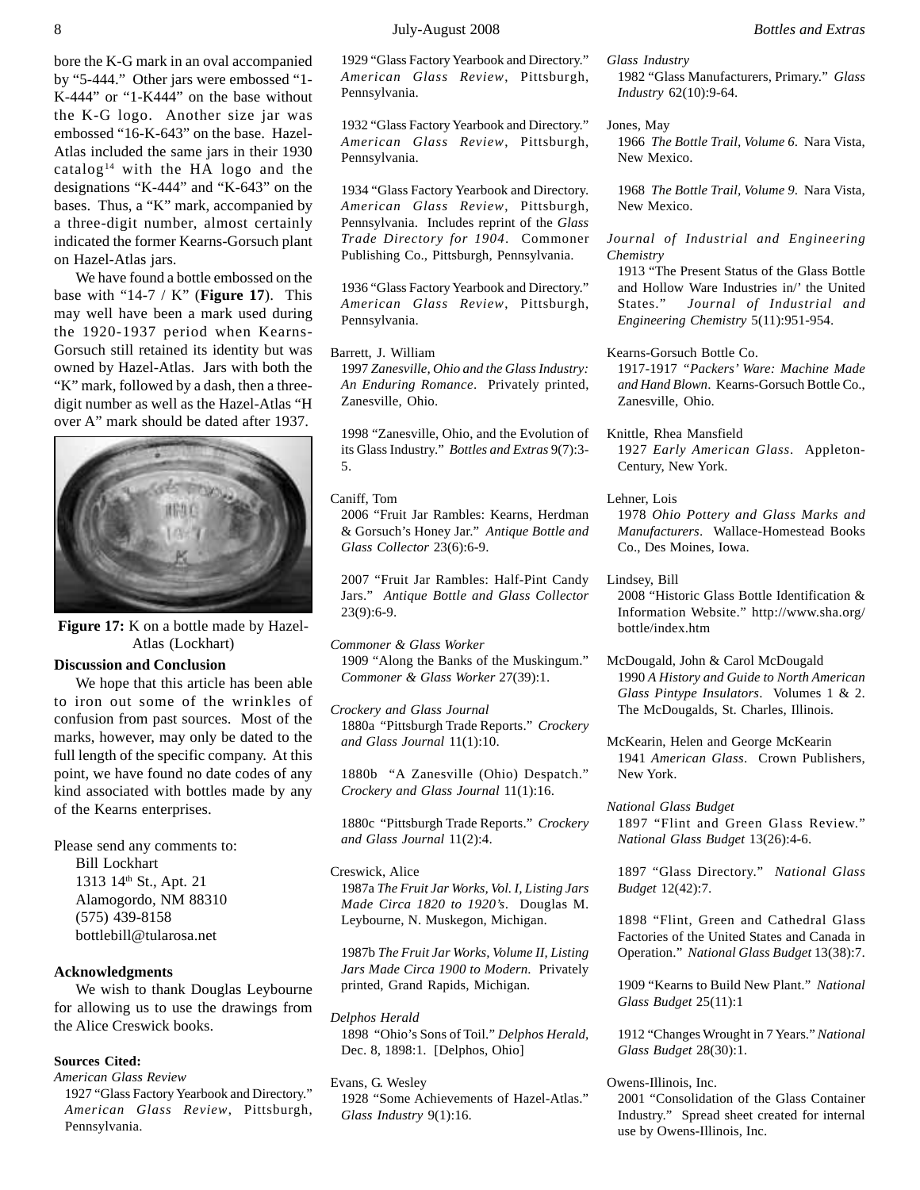bore the K-G mark in an oval accompanied by "5-444." Other jars were embossed "1-K-444" or "1-K444" on the base without the K-G logo. Another size jar was embossed "16-K-643" on the base. Hazel-Atlas included the same jars in their 1930 catalog[14] with the HA logo and the designations "K-444" and "K-643" on the bases. Thus, a "K" mark, accompanied by a three-digit number, almost certainly indicated the former Kearns-Gorsuch plant on Hazel-Atlas jars.

We have found a bottle embossed on the base with "14-7 / K" (**Figure 17**). This may well have been a mark used during the 1920-1937 period when Kearns-Gorsuch still retained its identity but was owned by Hazel-Atlas. Jars with both the "K" mark, followed by a dash, then a three-digit number as well as the Hazel-Atlas "H over A" mark should be dated after 1937.

**Figure 17:** K on a bottle made by Hazel-Atlas (Lockhart)

### Discussion and Conclusion

We hope that this article has been able to iron out some of the wrinkles of confusion from past sources. Most of the marks, however, may only be dated to the full length of the specific company. At this point, we have found no date codes of any kind associated with bottles made by any of the Kearns enterprises.

Please send any comments to:
Bill Lockhart
1313 14th St., Apt. 21
Alamogordo, NM 88310
(575) 439-8158
bottlebill@tularosa.net

### Acknowledgments

We wish to thank Douglas Leybourne for allowing us to use the drawings from the Alice Creswick books.

### Sources Cited:

*American Glass Review*

1927 "Glass Factory Yearbook and Directory." *American Glass Review*, Pittsburgh, Pennsylvania.

1929 "Glass Factory Yearbook and Directory." *American Glass Review*, Pittsburgh, Pennsylvania.

1932 "Glass Factory Yearbook and Directory." *American Glass Review*, Pittsburgh, Pennsylvania.

1934 "Glass Factory Yearbook and Directory. *American Glass Review*, Pittsburgh, Pennsylvania. Includes reprint of the *Glass Trade Directory for 1904*. Commoner Publishing Co., Pittsburgh, Pennsylvania.

1936 "Glass Factory Yearbook and Directory." *American Glass Review*, Pittsburgh, Pennsylvania.

Barrett, J. William

1997 *Zanesville, Ohio and the Glass Industry: An Enduring Romance*. Privately printed, Zanesville, Ohio.

1998 "Zanesville, Ohio, and the Evolution of its Glass Industry." *Bottles and Extras* 9(7):3-5.

Caniff, Tom

2006 "Fruit Jar Rambles: Kearns, Herdman & Gorsuch's Honey Jar." *Antique Bottle and Glass Collector* 23(6):6-9.

2007 "Fruit Jar Rambles: Half-Pint Candy Jars." *Antique Bottle and Glass Collector* 23(9):6-9.

*Commoner & Glass Worker*

1909 "Along the Banks of the Muskingum." *Commoner & Glass Worker* 27(39):1.

*Crockery and Glass Journal*

1880a "Pittsburgh Trade Reports." *Crockery and Glass Journal* 11(1):10.

1880b "A Zanesville (Ohio) Despatch." *Crockery and Glass Journal* 11(1):16.

1880c "Pittsburgh Trade Reports." *Crockery and Glass Journal* 11(2):4.

Creswick, Alice

1987a *The Fruit Jar Works, Vol. I, Listing Jars Made Circa 1820 to 1920's*. Douglas M. Leybourne, N. Muskegon, Michigan.

1987b *The Fruit Jar Works, Volume II, Listing Jars Made Circa 1900 to Modern*. Privately printed, Grand Rapids, Michigan.

*Delphos Herald*

1898 "Ohio's Sons of Toil." *Delphos Herald*, Dec. 8, 1898:1. [Delphos, Ohio]

Evans, G. Wesley

1928 "Some Achievements of Hazel-Atlas." *Glass Industry* 9(1):16.

*Glass Industry*

1982 "Glass Manufacturers, Primary." *Glass Industry* 62(10):9-64.

Jones, May

1966 *The Bottle Trail, Volume 6*. Nara Vista, New Mexico.

1968 *The Bottle Trail, Volume 9*. Nara Vista, New Mexico.

*Journal of Industrial and Engineering Chemistry*

1913 "The Present Status of the Glass Bottle and Hollow Ware Industries in/' the United States." *Journal of Industrial and Engineering Chemistry* 5(11):951-954.

Kearns-Gorsuch Bottle Co.

1917-1917 *"Packers' Ware: Machine Made and Hand Blown*. Kearns-Gorsuch Bottle Co., Zanesville, Ohio.

Knittle, Rhea Mansfield

1927 *Early American Glass*. Appleton-Century, New York.

Lehner, Lois

1978 *Ohio Pottery and Glass Marks and Manufacturers*. Wallace-Homestead Books Co., Des Moines, Iowa.

Lindsey, Bill

2008 "Historic Glass Bottle Identification & Information Website." http://www.sha.org/bottle/index.htm

McDougald, John & Carol McDougald

1990 *A History and Guide to North American Glass Pintype Insulators*. Volumes 1 & 2. The McDougalds, St. Charles, Illinois.

McKearin, Helen and George McKearin

1941 *American Glass*. Crown Publishers, New York.

*National Glass Budget*

1897 "Flint and Green Glass Review." *National Glass Budget* 13(26):4-6.

1897 "Glass Directory." *National Glass Budget* 12(42):7.

1898 "Flint, Green and Cathedral Glass Factories of the United States and Canada in Operation." *National Glass Budget* 13(38):7.

1909 "Kearns to Build New Plant." *National Glass Budget* 25(11):1

1912 "Changes Wrought in 7 Years." *National Glass Budget* 28(30):1.

Owens-Illinois, Inc.

2001 "Consolidation of the Glass Container Industry." Spread sheet created for internal use by Owens-Illinois, Inc.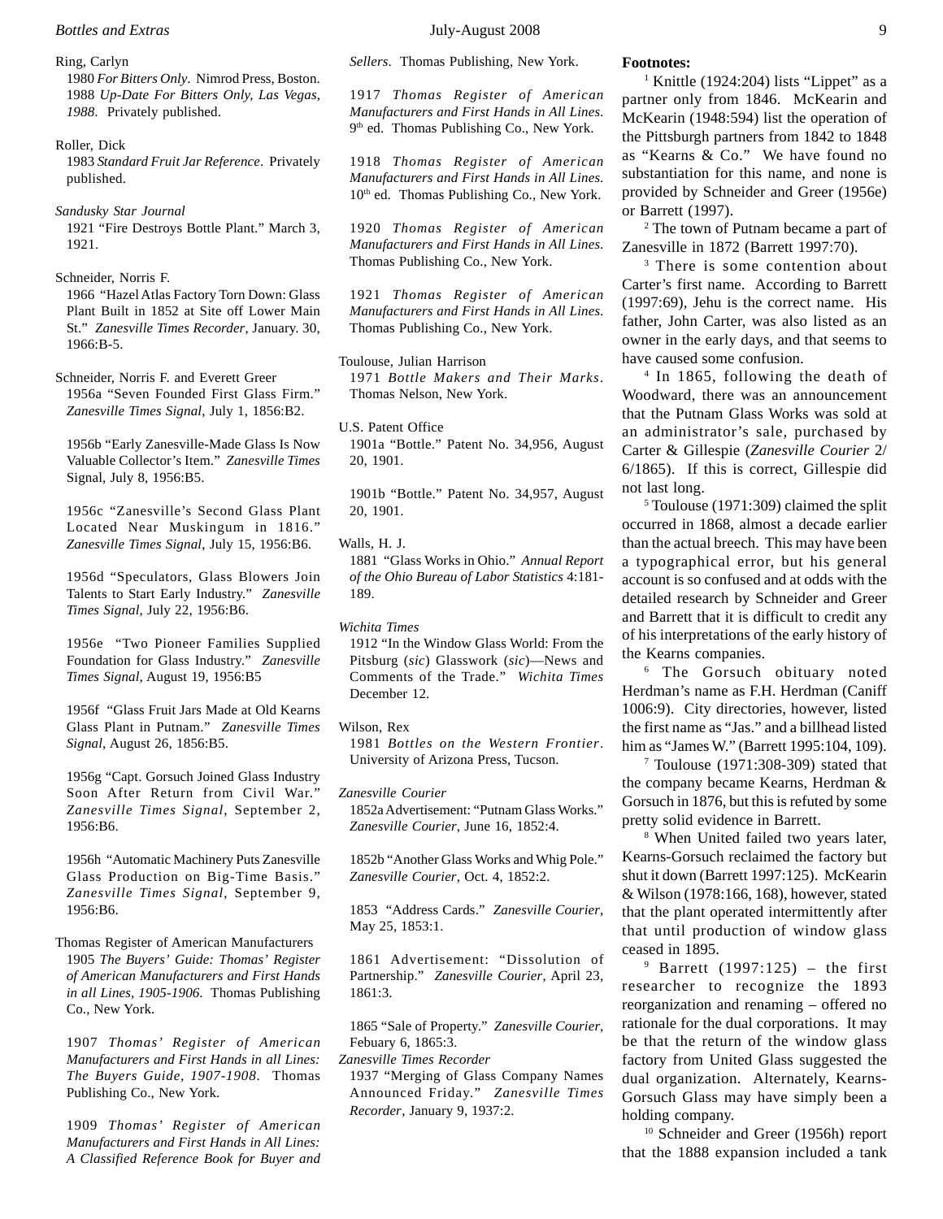Ring, Carlyn

1980 *For Bitters Only*. Nimrod Press, Boston.

1988 *Up-Date For Bitters Only, Las Vegas, 1988*. Privately published.

Roller, Dick

1983 *Standard Fruit Jar Reference*. Privately published.

*Sandusky Star Journal*

1921 "Fire Destroys Bottle Plant." March 3, 1921.

Schneider, Norris F.

1966 "Hazel Atlas Factory Torn Down: Glass Plant Built in 1852 at Site off Lower Main St." *Zanesville Times Recorder*, January. 30, 1966:B-5.

Schneider, Norris F. and Everett Greer

1956a "Seven Founded First Glass Firm." *Zanesville Times Signal*, July 1, 1856:B2.

1956b "Early Zanesville-Made Glass Is Now Valuable Collector's Item." *Zanesville Times* Signal, July 8, 1956:B5.

1956c "Zanesville's Second Glass Plant Located Near Muskingum in 1816." *Zanesville Times Signal*, July 15, 1956:B6.

1956d "Speculators, Glass Blowers Join Talents to Start Early Industry." *Zanesville Times Signal*, July 22, 1956:B6.

1956e "Two Pioneer Families Supplied Foundation for Glass Industry." *Zanesville Times Signal*, August 19, 1956:B5

1956f "Glass Fruit Jars Made at Old Kearns Glass Plant in Putnam." *Zanesville Times Signal*, August 26, 1856:B5.

1956g "Capt. Gorsuch Joined Glass Industry Soon After Return from Civil War." *Zanesville Times Signal*, September 2, 1956:B6.

1956h "Automatic Machinery Puts Zanesville Glass Production on Big-Time Basis." *Zanesville Times Signal*, September 9, 1956:B6.

Thomas Register of American Manufacturers

1905 *The Buyers' Guide: Thomas' Register of American Manufacturers and First Hands in all Lines, 1905-1906*. Thomas Publishing Co., New York.

1907 *Thomas' Register of American Manufacturers and First Hands in all Lines: The Buyers Guide, 1907-1908*. Thomas Publishing Co., New York.

1909 *Thomas' Register of American Manufacturers and First Hands in All Lines: A Classified Reference Book for Buyer and Sellers*. Thomas Publishing, New York.

1917 *Thomas Register of American Manufacturers and First Hands in All Lines.* 9th ed. Thomas Publishing Co., New York.

1918 *Thomas Register of American Manufacturers and First Hands in All Lines.* 10th ed. Thomas Publishing Co., New York.

1920 *Thomas Register of American Manufacturers and First Hands in All Lines.* Thomas Publishing Co., New York.

1921 *Thomas Register of American Manufacturers and First Hands in All Lines.* Thomas Publishing Co., New York.

Toulouse, Julian Harrison

1971 *Bottle Makers and Their Marks*. Thomas Nelson, New York.

U.S. Patent Office

1901a "Bottle." Patent No. 34,956, August 20, 1901.

1901b "Bottle." Patent No. 34,957, August 20, 1901.

Walls, H. J.

1881 "Glass Works in Ohio." *Annual Report of the Ohio Bureau of Labor Statistics* 4:181-189.

*Wichita Times*

1912 "In the Window Glass World: From the Pitsburg (*sic*) Glasswork (*sic*)—News and Comments of the Trade." *Wichita Times* December 12.

Wilson, Rex

1981 *Bottles on the Western Frontier*. University of Arizona Press, Tucson.

*Zanesville Courier*

1852a Advertisement: "Putnam Glass Works." *Zanesville Courier*, June 16, 1852:4.

1852b "Another Glass Works and Whig Pole." *Zanesville Courier*, Oct. 4, 1852:2.

1853 "Address Cards." *Zanesville Courier*, May 25, 1853:1.

1861 Advertisement: "Dissolution of Partnership." *Zanesville Courier*, April 23, 1861:3.

1865 "Sale of Property." *Zanesville Courier*, Febuary 6, 1865:3.

*Zanesville Times Recorder*

1937 "Merging of Glass Company Names Announced Friday." *Zanesville Times Recorder*, January 9, 1937:2.

**Footnotes:**

[1] Knittle (1924:204) lists "Lippet" as a partner only from 1846. McKearin and McKearin (1948:594) list the operation of the Pittsburgh partners from 1842 to 1848 as "Kearns & Co." We have found no substantiation for this name, and none is provided by Schneider and Greer (1956e) or Barrett (1997).

[2] The town of Putnam became a part of Zanesville in 1872 (Barrett 1997:70).

[3] There is some contention about Carter's first name. According to Barrett (1997:69), Jehu is the correct name. His father, John Carter, was also listed as an owner in the early days, and that seems to have caused some confusion.

[4] In 1865, following the death of Woodward, there was an announcement that the Putnam Glass Works was sold at an administrator's sale, purchased by Carter & Gillespie (*Zanesville Courier* 2/6/1865). If this is correct, Gillespie did not last long.

[5] Toulouse (1971:309) claimed the split occurred in 1868, almost a decade earlier than the actual breech. This may have been a typographical error, but his general account is so confused and at odds with the detailed research by Schneider and Greer and Barrett that it is difficult to credit any of his interpretations of the early history of the Kearns companies.

[6] The Gorsuch obituary noted Herdman's name as F.H. Herdman (Caniff 1006:9). City directories, however, listed the first name as "Jas." and a billhead listed him as "James W." (Barrett 1995:104, 109).

[7] Toulouse (1971:308-309) stated that the company became Kearns, Herdman & Gorsuch in 1876, but this is refuted by some pretty solid evidence in Barrett.

[8] When United failed two years later, Kearns-Gorsuch reclaimed the factory but shut it down (Barrett 1997:125). McKearin & Wilson (1978:166, 168), however, stated that the plant operated intermittently after that until production of window glass ceased in 1895.

[9] Barrett (1997:125) – the first researcher to recognize the 1893 reorganization and renaming – offered no rationale for the dual corporations. It may be that the return of the window glass factory from United Glass suggested the dual organization. Alternately, Kearns-Gorsuch Glass may have simply been a holding company.

[10] Schneider and Greer (1956h) report that the 1888 expansion included a tank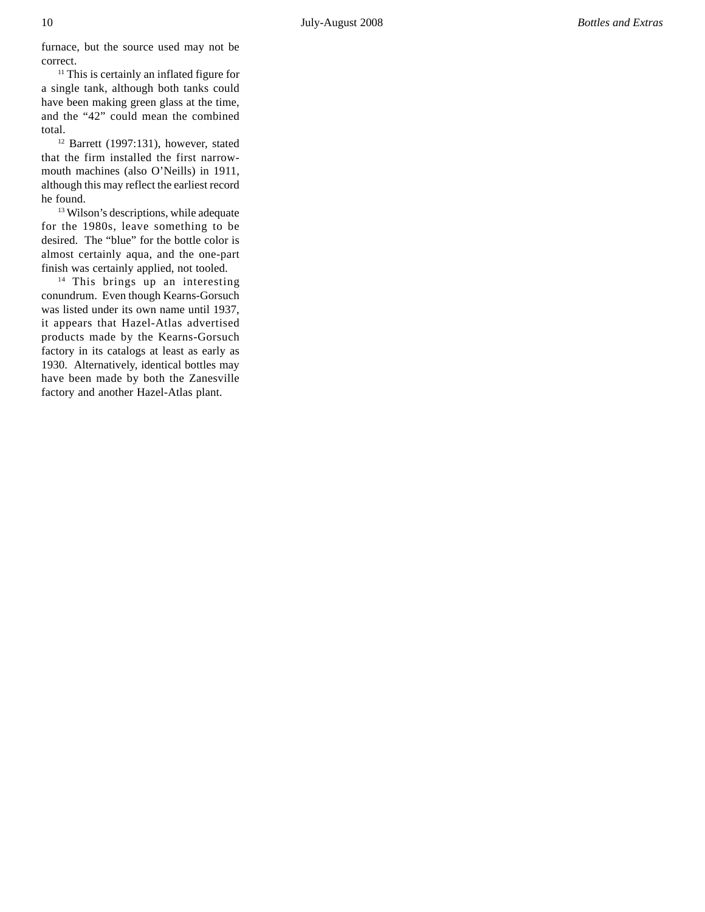furnace, but the source used may not be correct.

[11] This is certainly an inflated figure for a single tank, although both tanks could have been making green glass at the time, and the "42" could mean the combined total.

[12] Barrett (1997:131), however, stated that the firm installed the first narrow-mouth machines (also O'Neills) in 1911, although this may reflect the earliest record he found.

[13] Wilson's descriptions, while adequate for the 1980s, leave something to be desired. The "blue" for the bottle color is almost certainly aqua, and the one-part finish was certainly applied, not tooled.

[14] This brings up an interesting conundrum. Even though Kearns-Gorsuch was listed under its own name until 1937, it appears that Hazel-Atlas advertised products made by the Kearns-Gorsuch factory in its catalogs at least as early as 1930. Alternatively, identical bottles may have been made by both the Zanesville factory and another Hazel-Atlas plant.